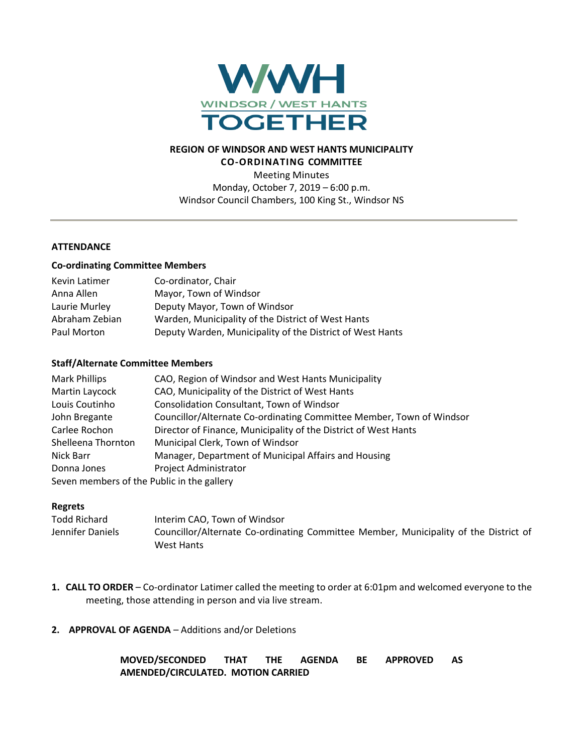WINDSOR / WEST HANTS
TOGETHER

**REGION OF WINDSOR AND WEST HANTS MUNICIPALITY**
**CO-ORDINATING COMMITTEE**
Meeting Minutes
Monday, October 7, 2019 – 6:00 p.m.
Windsor Council Chambers, 100 King St., Windsor NS

---

**ATTENDANCE**

**Co-ordinating Committee Members**

| | |
|---|---|
| Kevin Latimer | Co-ordinator, Chair |
| Anna Allen | Mayor, Town of Windsor |
| Laurie Murley | Deputy Mayor, Town of Windsor |
| Abraham Zebian | Warden, Municipality of the District of West Hants |
| Paul Morton | Deputy Warden, Municipality of the District of West Hants |

**Staff/Alternate Committee Members**

| | |
|---|---|
| Mark Phillips | CAO, Region of Windsor and West Hants Municipality |
| Martin Laycock | CAO, Municipality of the District of West Hants |
| Louis Coutinho | Consolidation Consultant, Town of Windsor |
| John Bregante | Councillor/Alternate Co-ordinating Committee Member, Town of Windsor |
| Carlee Rochon | Director of Finance, Municipality of the District of West Hants |
| Shelleena Thornton | Municipal Clerk, Town of Windsor |
| Nick Barr | Manager, Department of Municipal Affairs and Housing |
| Donna Jones | Project Administrator |

Seven members of the Public in the gallery

**Regrets**

| | |
|---|---|
| Todd Richard | Interim CAO, Town of Windsor |
| Jennifer Daniels | Councillor/Alternate Co-ordinating Committee Member, Municipality of the District of West Hants |

1. **CALL TO ORDER** – Co-ordinator Latimer called the meeting to order at 6:01pm and welcomed everyone to the meeting, those attending in person and via live stream.

2. **APPROVAL OF AGENDA** – Additions and/or Deletions

   **MOVED/SECONDED THAT THE AGENDA BE APPROVED AS AMENDED/CIRCULATED. MOTION CARRIED**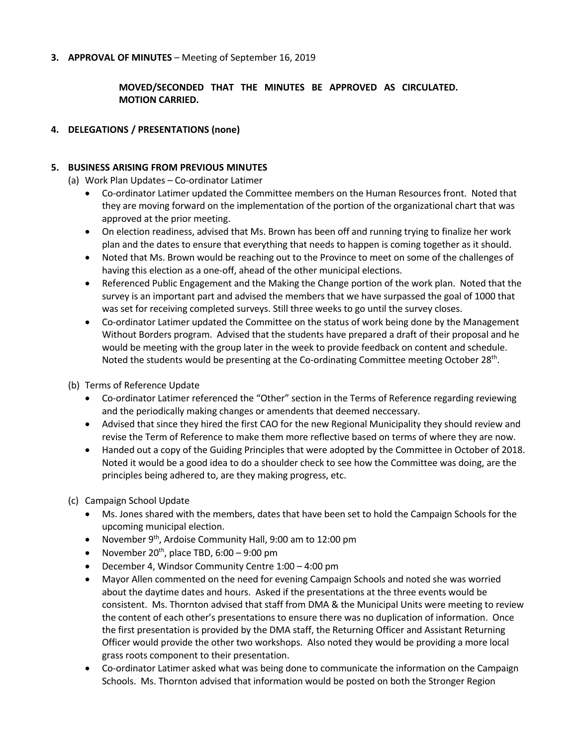**3. APPROVAL OF MINUTES** – Meeting of September 16, 2019

**MOVED/SECONDED THAT THE MINUTES BE APPROVED AS CIRCULATED. MOTION CARRIED.**

**4. DELEGATIONS / PRESENTATIONS (none)**

**5. BUSINESS ARISING FROM PREVIOUS MINUTES**

(a) Work Plan Updates – Co-ordinator Latimer

- Co-ordinator Latimer updated the Committee members on the Human Resources front. Noted that they are moving forward on the implementation of the portion of the organizational chart that was approved at the prior meeting.
- On election readiness, advised that Ms. Brown has been off and running trying to finalize her work plan and the dates to ensure that everything that needs to happen is coming together as it should.
- Noted that Ms. Brown would be reaching out to the Province to meet on some of the challenges of having this election as a one-off, ahead of the other municipal elections.
- Referenced Public Engagement and the Making the Change portion of the work plan. Noted that the survey is an important part and advised the members that we have surpassed the goal of 1000 that was set for receiving completed surveys. Still three weeks to go until the survey closes.
- Co-ordinator Latimer updated the Committee on the status of work being done by the Management Without Borders program. Advised that the students have prepared a draft of their proposal and he would be meeting with the group later in the week to provide feedback on content and schedule. Noted the students would be presenting at the Co-ordinating Committee meeting October 28th.

(b) Terms of Reference Update

- Co-ordinator Latimer referenced the "Other" section in the Terms of Reference regarding reviewing and the periodically making changes or amendents that deemed neccessary.
- Advised that since they hired the first CAO for the new Regional Municipality they should review and revise the Term of Reference to make them more reflective based on terms of where they are now.
- Handed out a copy of the Guiding Principles that were adopted by the Committee in October of 2018. Noted it would be a good idea to do a shoulder check to see how the Committee was doing, are the principles being adhered to, are they making progress, etc.

(c) Campaign School Update

- Ms. Jones shared with the members, dates that have been set to hold the Campaign Schools for the upcoming municipal election.
- November 9th, Ardoise Community Hall, 9:00 am to 12:00 pm
- November 20th, place TBD, 6:00 – 9:00 pm
- December 4, Windsor Community Centre 1:00 – 4:00 pm
- Mayor Allen commented on the need for evening Campaign Schools and noted she was worried about the daytime dates and hours. Asked if the presentations at the three events would be consistent. Ms. Thornton advised that staff from DMA & the Municipal Units were meeting to review the content of each other's presentations to ensure there was no duplication of information. Once the first presentation is provided by the DMA staff, the Returning Officer and Assistant Returning Officer would provide the other two workshops. Also noted they would be providing a more local grass roots component to their presentation.
- Co-ordinator Latimer asked what was being done to communicate the information on the Campaign Schools. Ms. Thornton advised that information would be posted on both the Stronger Region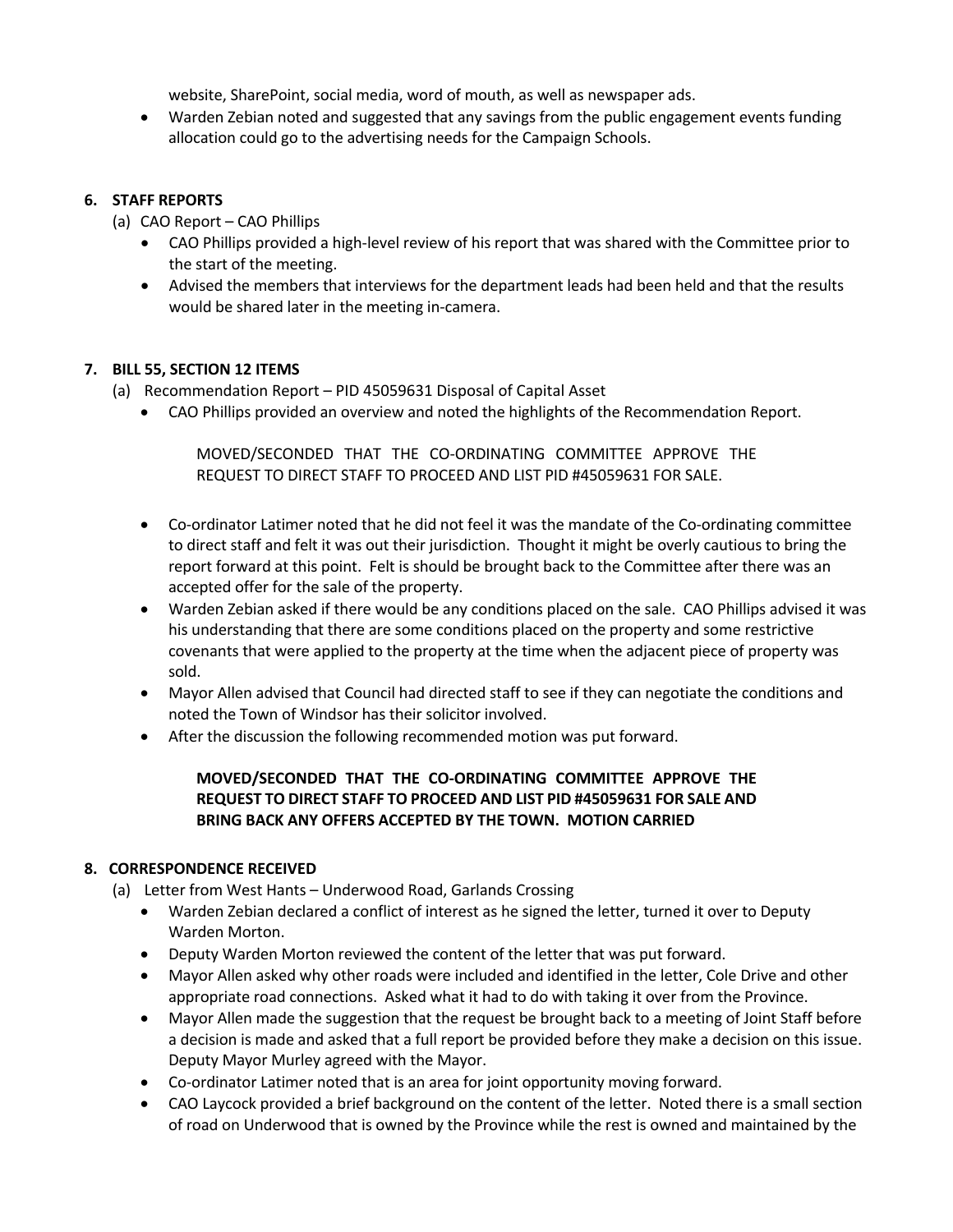website, SharePoint, social media, word of mouth, as well as newspaper ads.

- Warden Zebian noted and suggested that any savings from the public engagement events funding allocation could go to the advertising needs for the Campaign Schools.

## 6. STAFF REPORTS

(a) CAO Report – CAO Phillips

- CAO Phillips provided a high-level review of his report that was shared with the Committee prior to the start of the meeting.
- Advised the members that interviews for the department leads had been held and that the results would be shared later in the meeting in-camera.

## 7. BILL 55, SECTION 12 ITEMS

(a) Recommendation Report – PID 45059631 Disposal of Capital Asset

- CAO Phillips provided an overview and noted the highlights of the Recommendation Report.

> MOVED/SECONDED THAT THE CO-ORDINATING COMMITTEE APPROVE THE REQUEST TO DIRECT STAFF TO PROCEED AND LIST PID #45059631 FOR SALE.

- Co-ordinator Latimer noted that he did not feel it was the mandate of the Co-ordinating committee to direct staff and felt it was out their jurisdiction. Thought it might be overly cautious to bring the report forward at this point. Felt is should be brought back to the Committee after there was an accepted offer for the sale of the property.
- Warden Zebian asked if there would be any conditions placed on the sale. CAO Phillips advised it was his understanding that there are some conditions placed on the property and some restrictive covenants that were applied to the property at the time when the adjacent piece of property was sold.
- Mayor Allen advised that Council had directed staff to see if they can negotiate the conditions and noted the Town of Windsor has their solicitor involved.
- After the discussion the following recommended motion was put forward.

> **MOVED/SECONDED THAT THE CO-ORDINATING COMMITTEE APPROVE THE REQUEST TO DIRECT STAFF TO PROCEED AND LIST PID #45059631 FOR SALE AND BRING BACK ANY OFFERS ACCEPTED BY THE TOWN. MOTION CARRIED**

## 8. CORRESPONDENCE RECEIVED

(a) Letter from West Hants – Underwood Road, Garlands Crossing

- Warden Zebian declared a conflict of interest as he signed the letter, turned it over to Deputy Warden Morton.
- Deputy Warden Morton reviewed the content of the letter that was put forward.
- Mayor Allen asked why other roads were included and identified in the letter, Cole Drive and other appropriate road connections. Asked what it had to do with taking it over from the Province.
- Mayor Allen made the suggestion that the request be brought back to a meeting of Joint Staff before a decision is made and asked that a full report be provided before they make a decision on this issue. Deputy Mayor Murley agreed with the Mayor.
- Co-ordinator Latimer noted that is an area for joint opportunity moving forward.
- CAO Laycock provided a brief background on the content of the letter. Noted there is a small section of road on Underwood that is owned by the Province while the rest is owned and maintained by the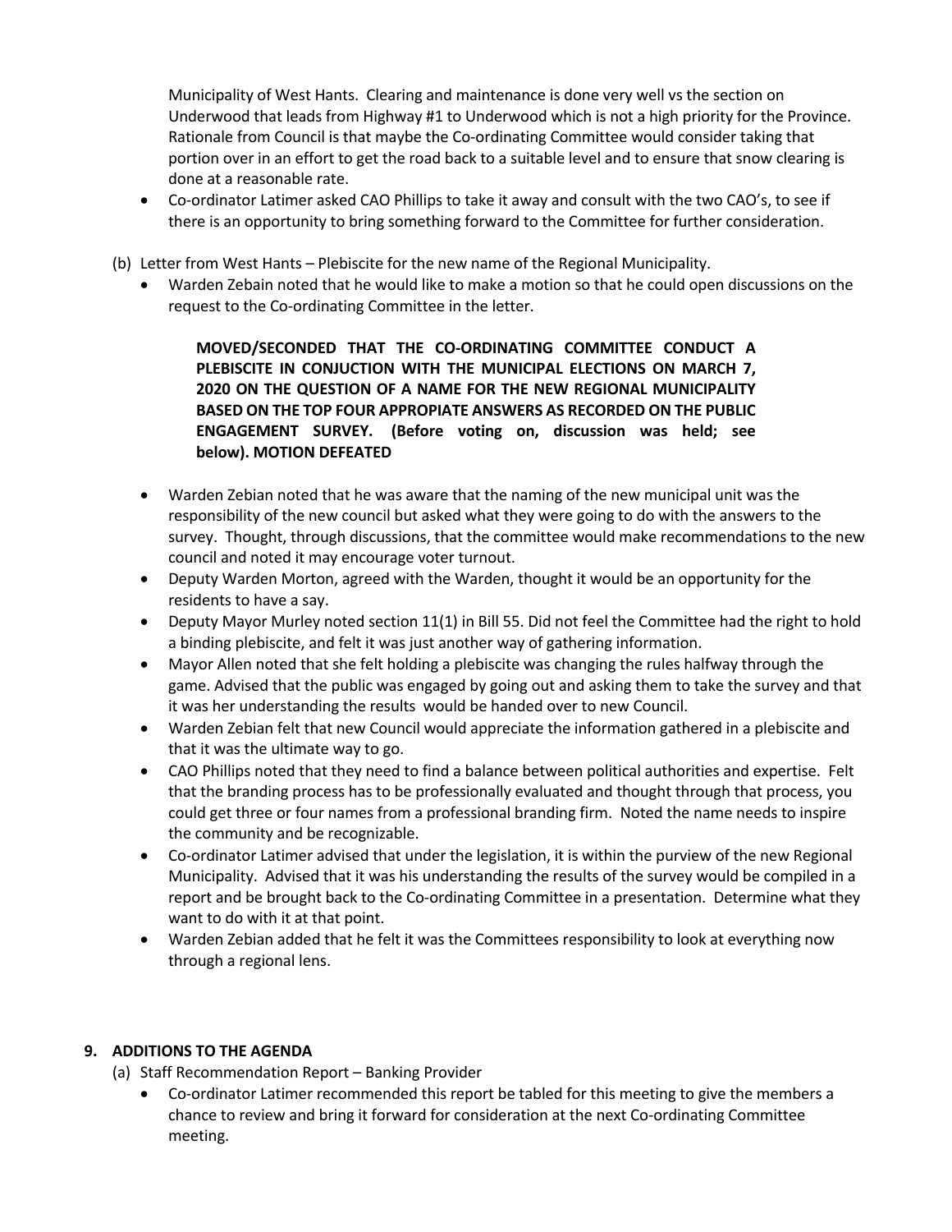Municipality of West Hants. Clearing and maintenance is done very well vs the section on Underwood that leads from Highway #1 to Underwood which is not a high priority for the Province. Rationale from Council is that maybe the Co-ordinating Committee would consider taking that portion over in an effort to get the road back to a suitable level and to ensure that snow clearing is done at a reasonable rate.

- Co-ordinator Latimer asked CAO Phillips to take it away and consult with the two CAO's, to see if there is an opportunity to bring something forward to the Committee for further consideration.

(b) Letter from West Hants – Plebiscite for the new name of the Regional Municipality.

- Warden Zebain noted that he would like to make a motion so that he could open discussions on the request to the Co-ordinating Committee in the letter.

> **MOVED/SECONDED THAT THE CO-ORDINATING COMMITTEE CONDUCT A PLEBISCITE IN CONJUCTION WITH THE MUNICIPAL ELECTIONS ON MARCH 7, 2020 ON THE QUESTION OF A NAME FOR THE NEW REGIONAL MUNICIPALITY BASED ON THE TOP FOUR APPROPIATE ANSWERS AS RECORDED ON THE PUBLIC ENGAGEMENT SURVEY. (Before voting on, discussion was held; see below). MOTION DEFEATED**

- Warden Zebian noted that he was aware that the naming of the new municipal unit was the responsibility of the new council but asked what they were going to do with the answers to the survey. Thought, through discussions, that the committee would make recommendations to the new council and noted it may encourage voter turnout.
- Deputy Warden Morton, agreed with the Warden, thought it would be an opportunity for the residents to have a say.
- Deputy Mayor Murley noted section 11(1) in Bill 55. Did not feel the Committee had the right to hold a binding plebiscite, and felt it was just another way of gathering information.
- Mayor Allen noted that she felt holding a plebiscite was changing the rules halfway through the game. Advised that the public was engaged by going out and asking them to take the survey and that it was her understanding the results would be handed over to new Council.
- Warden Zebian felt that new Council would appreciate the information gathered in a plebiscite and that it was the ultimate way to go.
- CAO Phillips noted that they need to find a balance between political authorities and expertise. Felt that the branding process has to be professionally evaluated and thought through that process, you could get three or four names from a professional branding firm. Noted the name needs to inspire the community and be recognizable.
- Co-ordinator Latimer advised that under the legislation, it is within the purview of the new Regional Municipality. Advised that it was his understanding the results of the survey would be compiled in a report and be brought back to the Co-ordinating Committee in a presentation. Determine what they want to do with it at that point.
- Warden Zebian added that he felt it was the Committees responsibility to look at everything now through a regional lens.

## 9. ADDITIONS TO THE AGENDA

(a) Staff Recommendation Report – Banking Provider

- Co-ordinator Latimer recommended this report be tabled for this meeting to give the members a chance to review and bring it forward for consideration at the next Co-ordinating Committee meeting.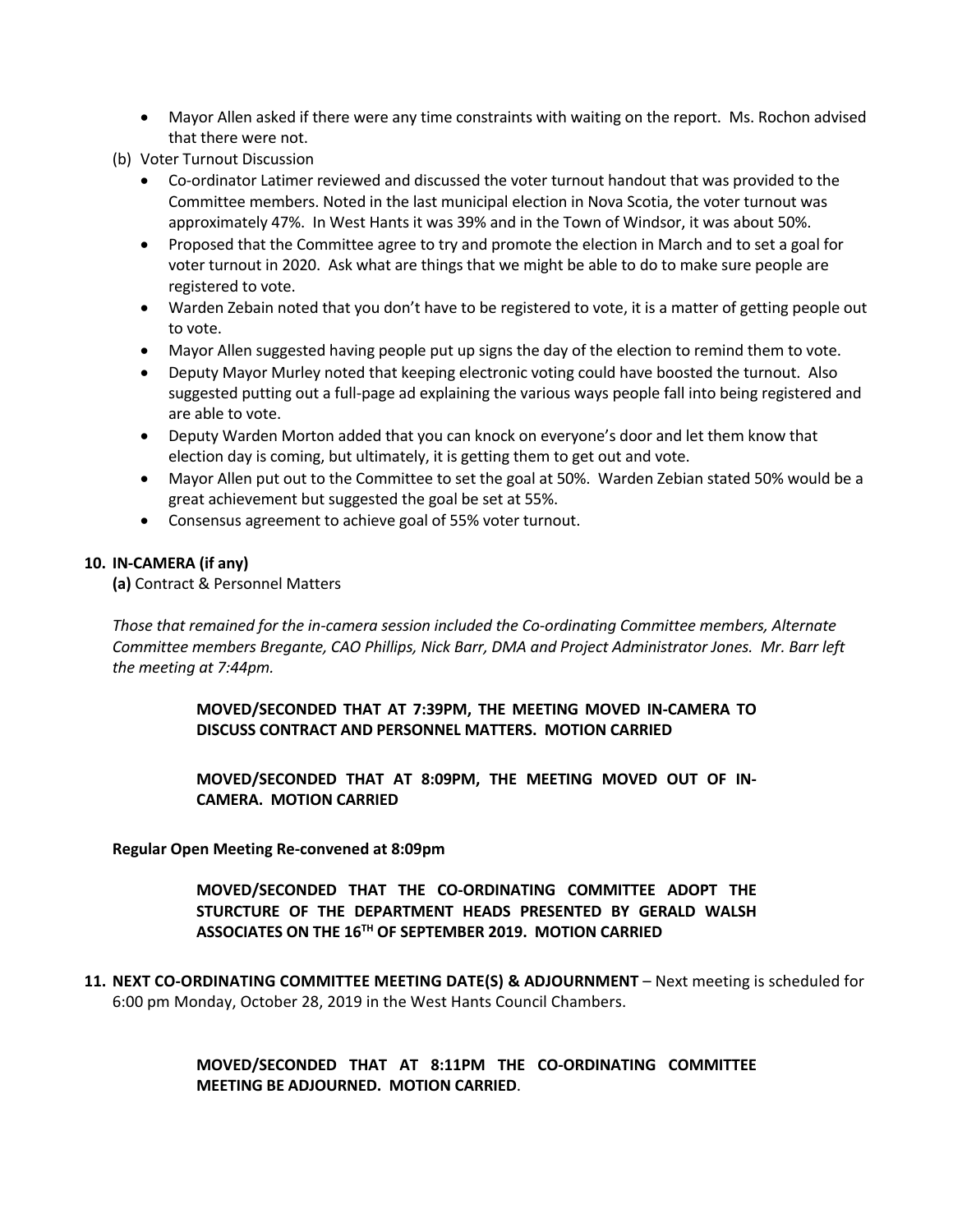- Mayor Allen asked if there were any time constraints with waiting on the report. Ms. Rochon advised that there were not.

(b) Voter Turnout Discussion

- Co-ordinator Latimer reviewed and discussed the voter turnout handout that was provided to the Committee members. Noted in the last municipal election in Nova Scotia, the voter turnout was approximately 47%. In West Hants it was 39% and in the Town of Windsor, it was about 50%.
- Proposed that the Committee agree to try and promote the election in March and to set a goal for voter turnout in 2020. Ask what are things that we might be able to do to make sure people are registered to vote.
- Warden Zebain noted that you don't have to be registered to vote, it is a matter of getting people out to vote.
- Mayor Allen suggested having people put up signs the day of the election to remind them to vote.
- Deputy Mayor Murley noted that keeping electronic voting could have boosted the turnout. Also suggested putting out a full-page ad explaining the various ways people fall into being registered and are able to vote.
- Deputy Warden Morton added that you can knock on everyone's door and let them know that election day is coming, but ultimately, it is getting them to get out and vote.
- Mayor Allen put out to the Committee to set the goal at 50%. Warden Zebian stated 50% would be a great achievement but suggested the goal be set at 55%.
- Consensus agreement to achieve goal of 55% voter turnout.

**10. IN-CAMERA (if any)**

**(a)** Contract & Personnel Matters

*Those that remained for the in-camera session included the Co-ordinating Committee members, Alternate Committee members Bregante, CAO Phillips, Nick Barr, DMA and Project Administrator Jones. Mr. Barr left the meeting at 7:44pm.*

> **MOVED/SECONDED THAT AT 7:39PM, THE MEETING MOVED IN-CAMERA TO DISCUSS CONTRACT AND PERSONNEL MATTERS. MOTION CARRIED**

> **MOVED/SECONDED THAT AT 8:09PM, THE MEETING MOVED OUT OF IN-CAMERA. MOTION CARRIED**

**Regular Open Meeting Re-convened at 8:09pm**

> **MOVED/SECONDED THAT THE CO-ORDINATING COMMITTEE ADOPT THE STURCTURE OF THE DEPARTMENT HEADS PRESENTED BY GERALD WALSH ASSOCIATES ON THE 16TH OF SEPTEMBER 2019. MOTION CARRIED**

**11. NEXT CO-ORDINATING COMMITTEE MEETING DATE(S) & ADJOURNMENT** – Next meeting is scheduled for 6:00 pm Monday, October 28, 2019 in the West Hants Council Chambers.

> **MOVED/SECONDED THAT AT 8:11PM THE CO-ORDINATING COMMITTEE MEETING BE ADJOURNED. MOTION CARRIED**.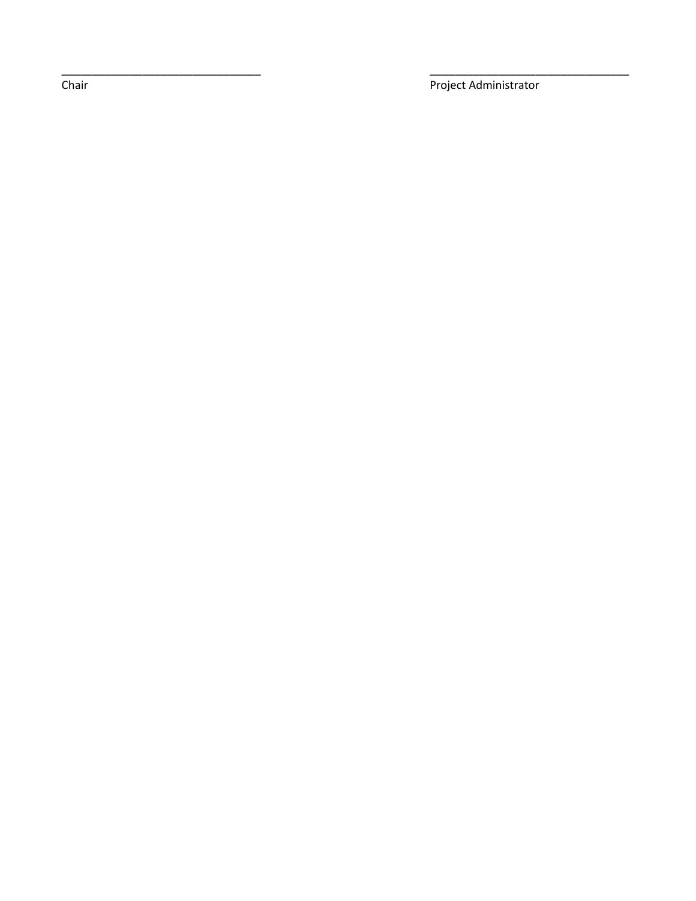_________________________________ _________________________________

Chair Project Administrator